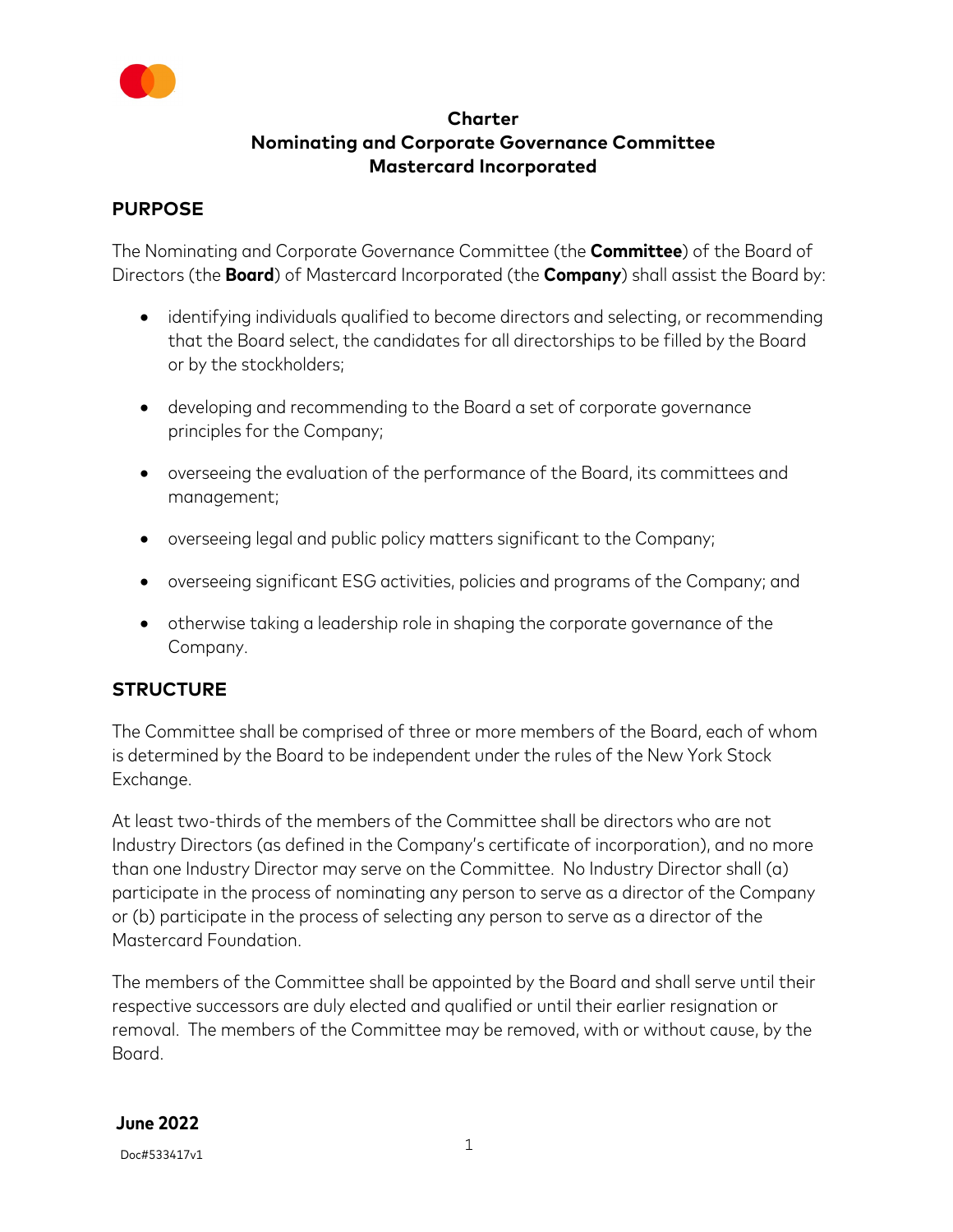# Charter
# Nominating and Corporate Governance Committee
# Mastercard Incorporated

## PURPOSE

The Nominating and Corporate Governance Committee (the **Committee**) of the Board of Directors (the **Board**) of Mastercard Incorporated (the **Company**) shall assist the Board by:

- identifying individuals qualified to become directors and selecting, or recommending that the Board select, the candidates for all directorships to be filled by the Board or by the stockholders;
- developing and recommending to the Board a set of corporate governance principles for the Company;
- overseeing the evaluation of the performance of the Board, its committees and management;
- overseeing legal and public policy matters significant to the Company;
- overseeing significant ESG activities, policies and programs of the Company; and
- otherwise taking a leadership role in shaping the corporate governance of the Company.

## STRUCTURE

The Committee shall be comprised of three or more members of the Board, each of whom is determined by the Board to be independent under the rules of the New York Stock Exchange.

At least two-thirds of the members of the Committee shall be directors who are not Industry Directors (as defined in the Company's certificate of incorporation), and no more than one Industry Director may serve on the Committee. No Industry Director shall (a) participate in the process of nominating any person to serve as a director of the Company or (b) participate in the process of selecting any person to serve as a director of the Mastercard Foundation.

The members of the Committee shall be appointed by the Board and shall serve until their respective successors are duly elected and qualified or until their earlier resignation or removal. The members of the Committee may be removed, with or without cause, by the Board.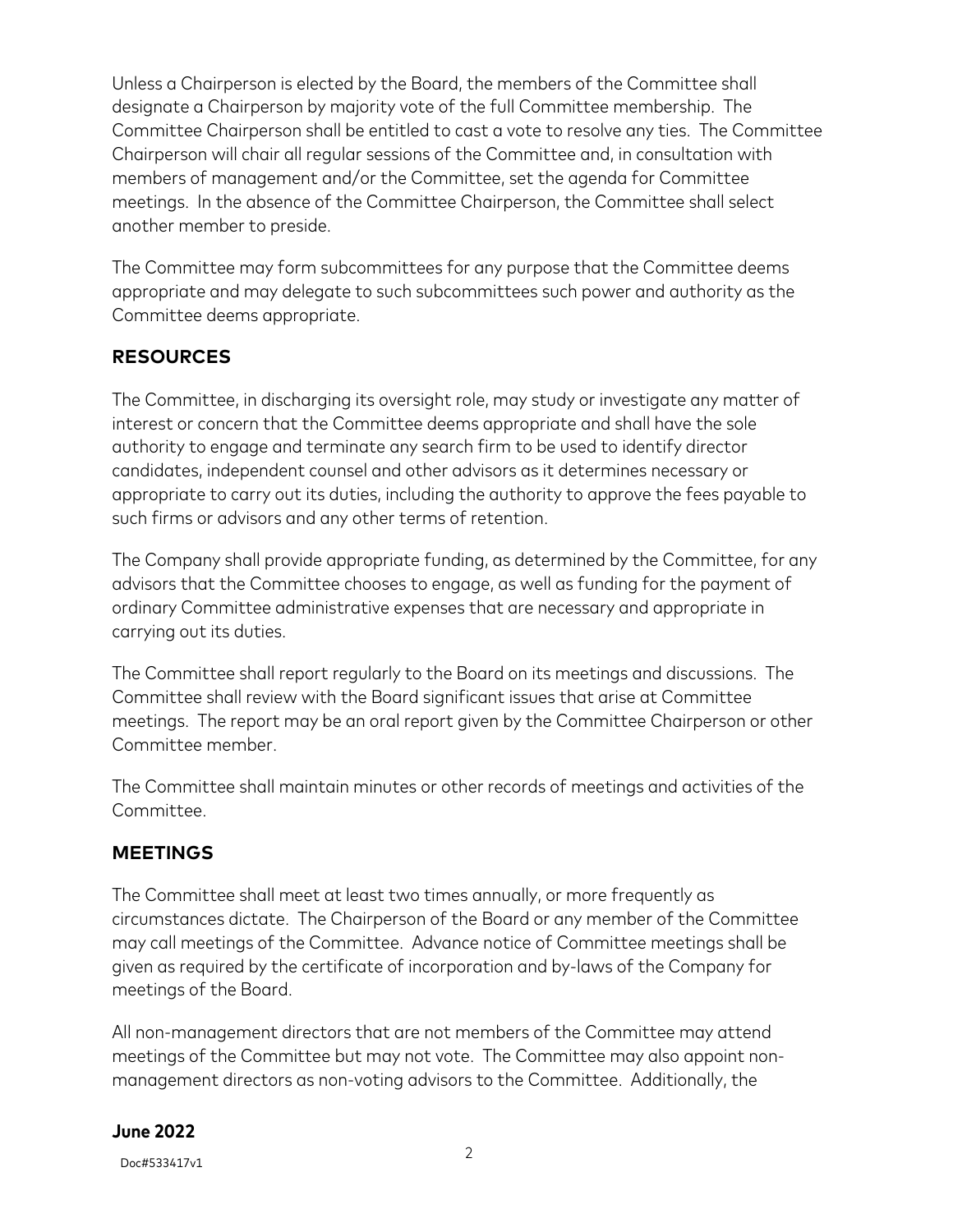Unless a Chairperson is elected by the Board, the members of the Committee shall designate a Chairperson by majority vote of the full Committee membership. The Committee Chairperson shall be entitled to cast a vote to resolve any ties. The Committee Chairperson will chair all regular sessions of the Committee and, in consultation with members of management and/or the Committee, set the agenda for Committee meetings. In the absence of the Committee Chairperson, the Committee shall select another member to preside.

The Committee may form subcommittees for any purpose that the Committee deems appropriate and may delegate to such subcommittees such power and authority as the Committee deems appropriate.

## RESOURCES

The Committee, in discharging its oversight role, may study or investigate any matter of interest or concern that the Committee deems appropriate and shall have the sole authority to engage and terminate any search firm to be used to identify director candidates, independent counsel and other advisors as it determines necessary or appropriate to carry out its duties, including the authority to approve the fees payable to such firms or advisors and any other terms of retention.

The Company shall provide appropriate funding, as determined by the Committee, for any advisors that the Committee chooses to engage, as well as funding for the payment of ordinary Committee administrative expenses that are necessary and appropriate in carrying out its duties.

The Committee shall report regularly to the Board on its meetings and discussions. The Committee shall review with the Board significant issues that arise at Committee meetings. The report may be an oral report given by the Committee Chairperson or other Committee member.

The Committee shall maintain minutes or other records of meetings and activities of the Committee.

## MEETINGS

The Committee shall meet at least two times annually, or more frequently as circumstances dictate. The Chairperson of the Board or any member of the Committee may call meetings of the Committee. Advance notice of Committee meetings shall be given as required by the certificate of incorporation and by-laws of the Company for meetings of the Board.

All non-management directors that are not members of the Committee may attend meetings of the Committee but may not vote. The Committee may also appoint non-management directors as non-voting advisors to the Committee. Additionally, the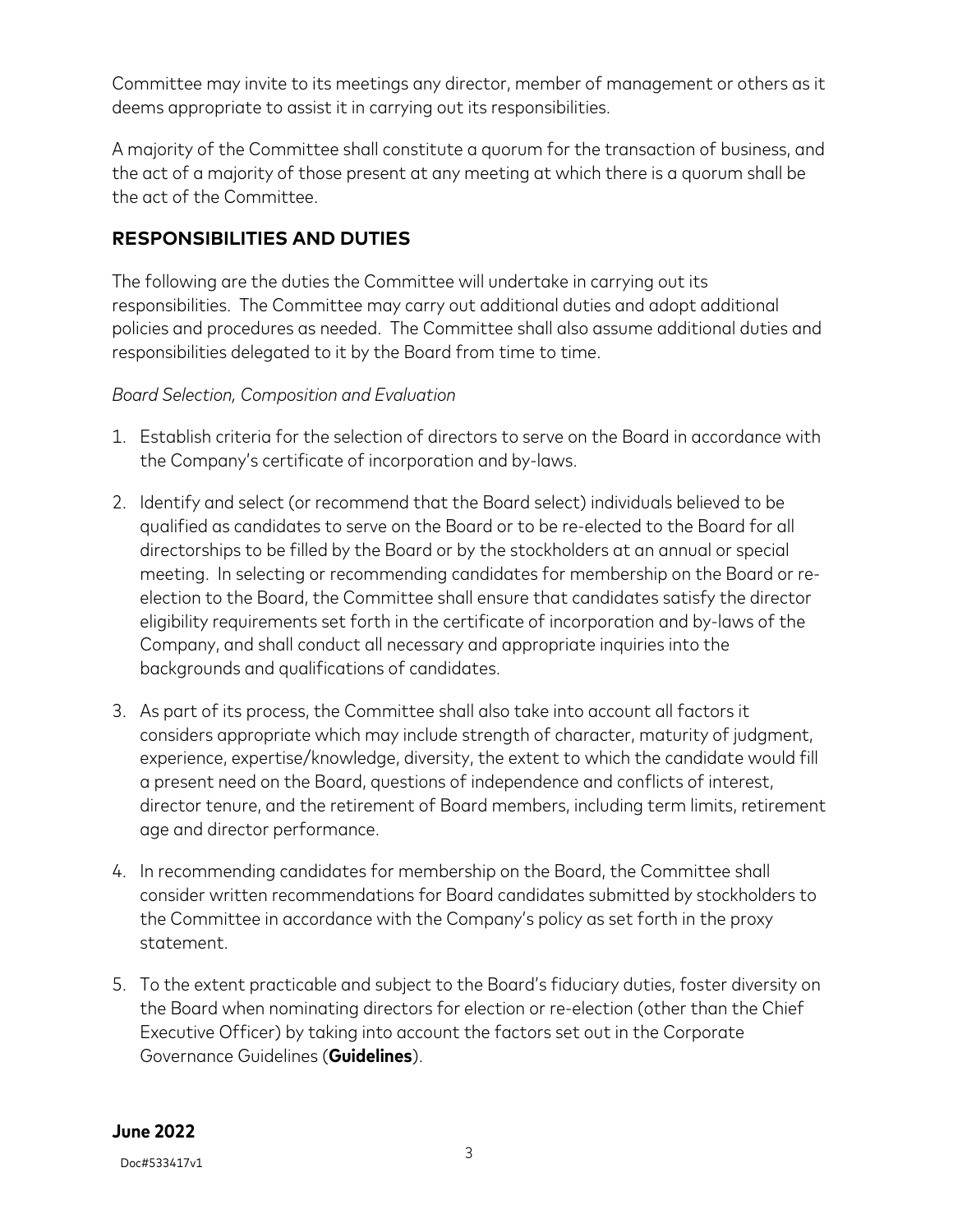Committee may invite to its meetings any director, member of management or others as it deems appropriate to assist it in carrying out its responsibilities.

A majority of the Committee shall constitute a quorum for the transaction of business, and the act of a majority of those present at any meeting at which there is a quorum shall be the act of the Committee.

## RESPONSIBILITIES AND DUTIES

The following are the duties the Committee will undertake in carrying out its responsibilities. The Committee may carry out additional duties and adopt additional policies and procedures as needed. The Committee shall also assume additional duties and responsibilities delegated to it by the Board from time to time.

*Board Selection, Composition and Evaluation*

1. Establish criteria for the selection of directors to serve on the Board in accordance with the Company's certificate of incorporation and by-laws.
2. Identify and select (or recommend that the Board select) individuals believed to be qualified as candidates to serve on the Board or to be re-elected to the Board for all directorships to be filled by the Board or by the stockholders at an annual or special meeting. In selecting or recommending candidates for membership on the Board or re-election to the Board, the Committee shall ensure that candidates satisfy the director eligibility requirements set forth in the certificate of incorporation and by-laws of the Company, and shall conduct all necessary and appropriate inquiries into the backgrounds and qualifications of candidates.
3. As part of its process, the Committee shall also take into account all factors it considers appropriate which may include strength of character, maturity of judgment, experience, expertise/knowledge, diversity, the extent to which the candidate would fill a present need on the Board, questions of independence and conflicts of interest, director tenure, and the retirement of Board members, including term limits, retirement age and director performance.
4. In recommending candidates for membership on the Board, the Committee shall consider written recommendations for Board candidates submitted by stockholders to the Committee in accordance with the Company's policy as set forth in the proxy statement.
5. To the extent practicable and subject to the Board's fiduciary duties, foster diversity on the Board when nominating directors for election or re-election (other than the Chief Executive Officer) by taking into account the factors set out in the Corporate Governance Guidelines (**Guidelines**).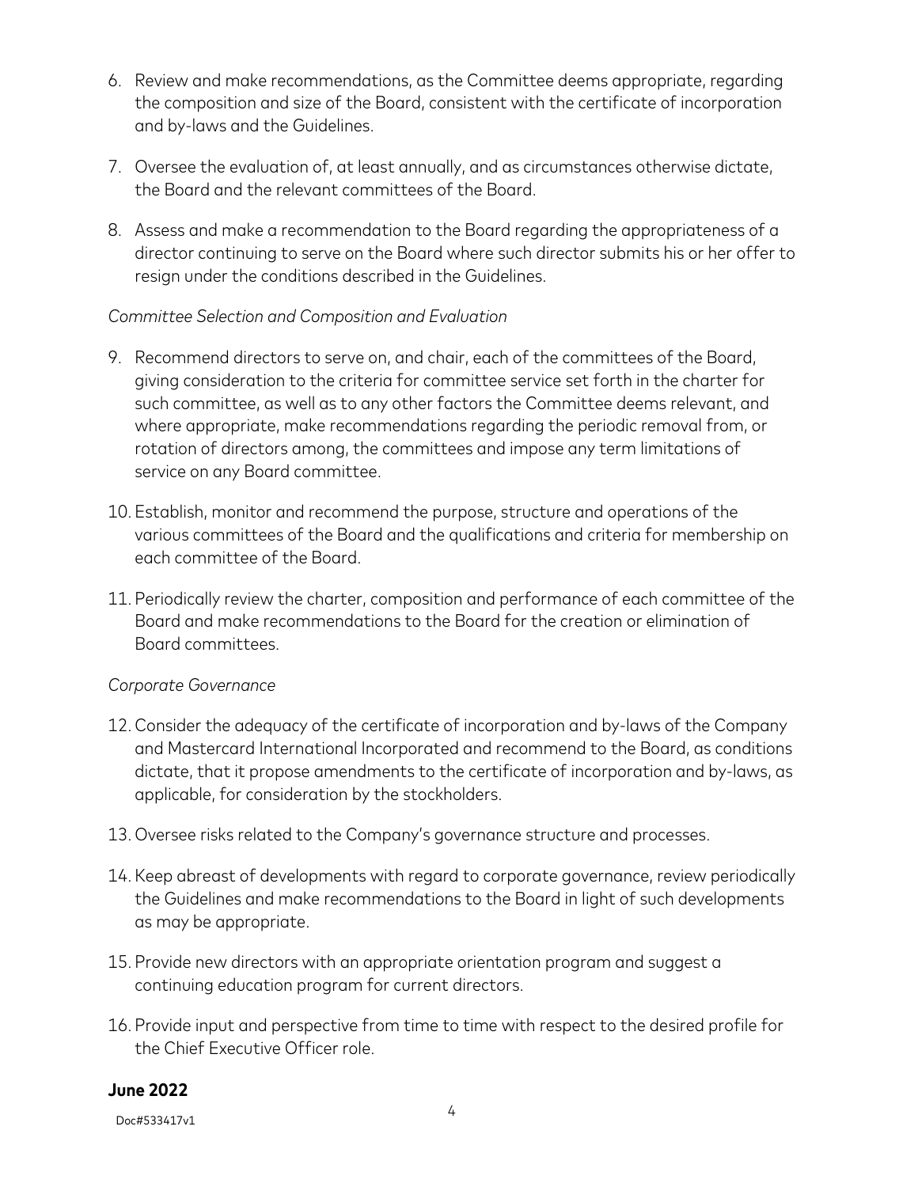6. Review and make recommendations, as the Committee deems appropriate, regarding the composition and size of the Board, consistent with the certificate of incorporation and by-laws and the Guidelines.

7. Oversee the evaluation of, at least annually, and as circumstances otherwise dictate, the Board and the relevant committees of the Board.

8. Assess and make a recommendation to the Board regarding the appropriateness of a director continuing to serve on the Board where such director submits his or her offer to resign under the conditions described in the Guidelines.

*Committee Selection and Composition and Evaluation*

9. Recommend directors to serve on, and chair, each of the committees of the Board, giving consideration to the criteria for committee service set forth in the charter for such committee, as well as to any other factors the Committee deems relevant, and where appropriate, make recommendations regarding the periodic removal from, or rotation of directors among, the committees and impose any term limitations of service on any Board committee.

10. Establish, monitor and recommend the purpose, structure and operations of the various committees of the Board and the qualifications and criteria for membership on each committee of the Board.

11. Periodically review the charter, composition and performance of each committee of the Board and make recommendations to the Board for the creation or elimination of Board committees.

*Corporate Governance*

12. Consider the adequacy of the certificate of incorporation and by-laws of the Company and Mastercard International Incorporated and recommend to the Board, as conditions dictate, that it propose amendments to the certificate of incorporation and by-laws, as applicable, for consideration by the stockholders.

13. Oversee risks related to the Company's governance structure and processes.

14. Keep abreast of developments with regard to corporate governance, review periodically the Guidelines and make recommendations to the Board in light of such developments as may be appropriate.

15. Provide new directors with an appropriate orientation program and suggest a continuing education program for current directors.

16. Provide input and perspective from time to time with respect to the desired profile for the Chief Executive Officer role.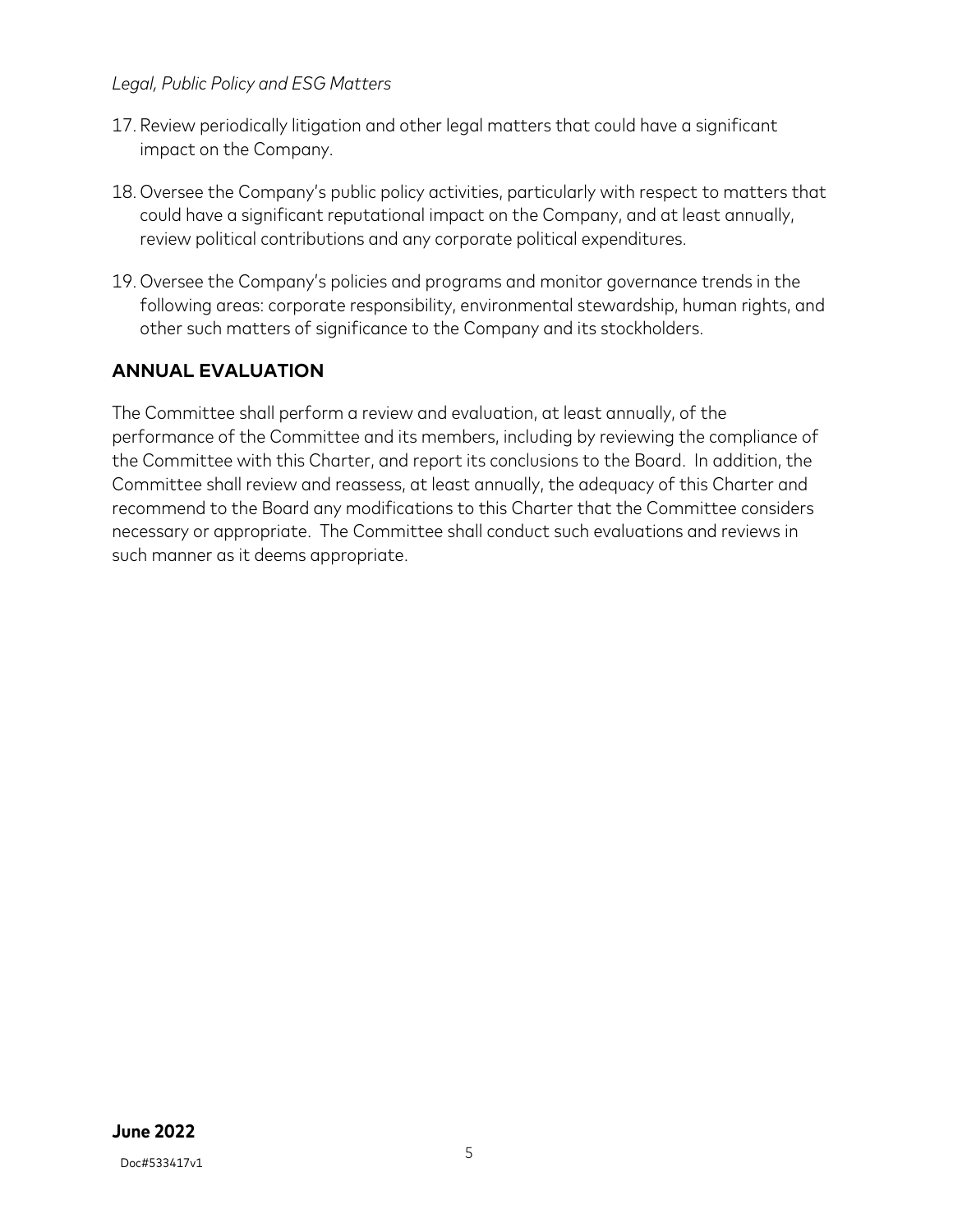*Legal, Public Policy and ESG Matters*

17. Review periodically litigation and other legal matters that could have a significant impact on the Company.

18. Oversee the Company's public policy activities, particularly with respect to matters that could have a significant reputational impact on the Company, and at least annually, review political contributions and any corporate political expenditures.

19. Oversee the Company's policies and programs and monitor governance trends in the following areas: corporate responsibility, environmental stewardship, human rights, and other such matters of significance to the Company and its stockholders.

## ANNUAL EVALUATION

The Committee shall perform a review and evaluation, at least annually, of the performance of the Committee and its members, including by reviewing the compliance of the Committee with this Charter, and report its conclusions to the Board. In addition, the Committee shall review and reassess, at least annually, the adequacy of this Charter and recommend to the Board any modifications to this Charter that the Committee considers necessary or appropriate. The Committee shall conduct such evaluations and reviews in such manner as it deems appropriate.

**June 2022**

Doc#533417v1